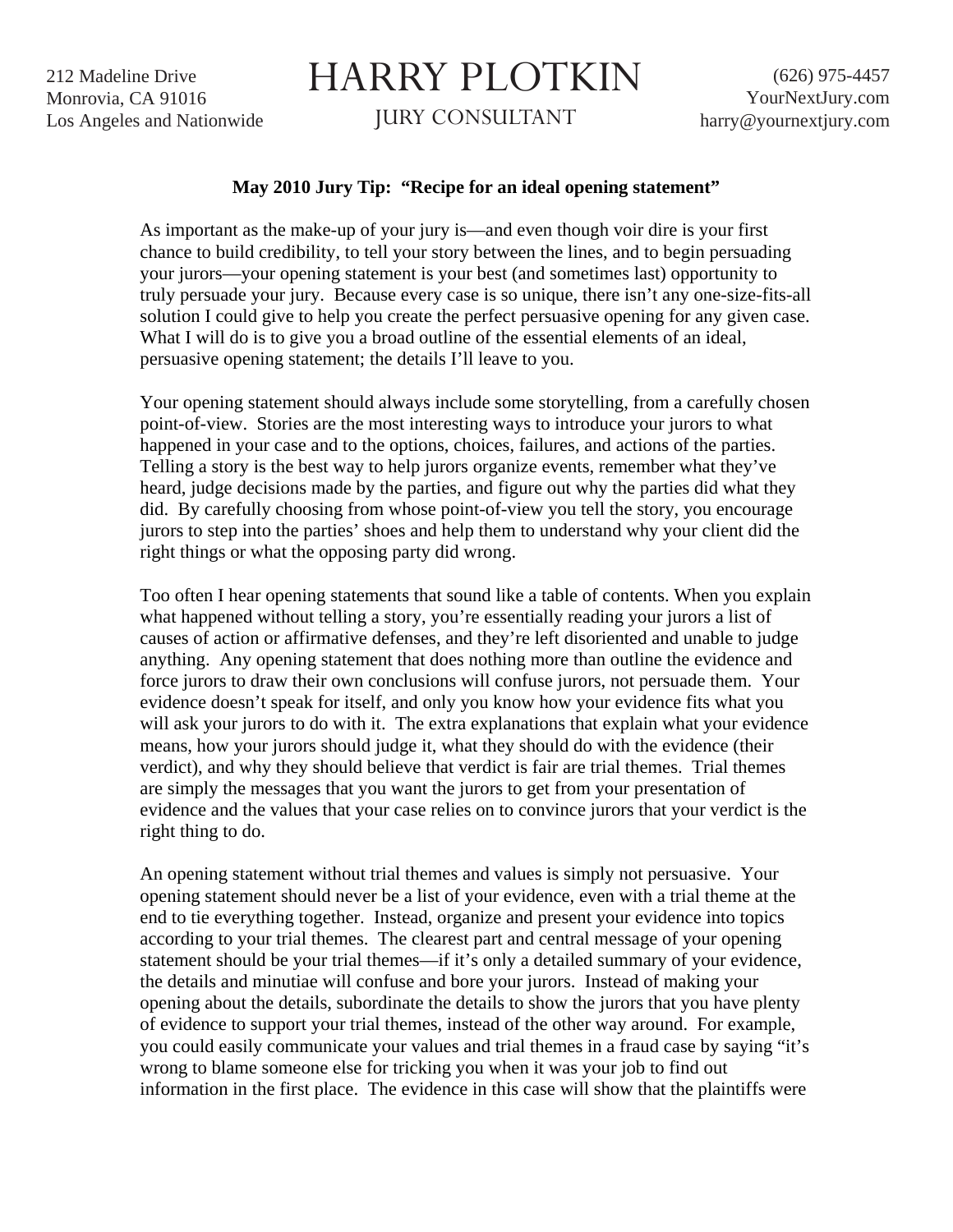212 Madeline Drive
Monrovia, CA 91016
Los Angeles and Nationwide

# HARRY PLOTKIN

JURY CONSULTANT

(626) 975-4457
YourNextJury.com
harry@yournextjury.com

**May 2010 Jury Tip: "Recipe for an ideal opening statement"**

As important as the make-up of your jury is—and even though voir dire is your first chance to build credibility, to tell your story between the lines, and to begin persuading your jurors—your opening statement is your best (and sometimes last) opportunity to truly persuade your jury. Because every case is so unique, there isn't any one-size-fits-all solution I could give to help you create the perfect persuasive opening for any given case. What I will do is to give you a broad outline of the essential elements of an ideal, persuasive opening statement; the details I'll leave to you.

Your opening statement should always include some storytelling, from a carefully chosen point-of-view. Stories are the most interesting ways to introduce your jurors to what happened in your case and to the options, choices, failures, and actions of the parties. Telling a story is the best way to help jurors organize events, remember what they've heard, judge decisions made by the parties, and figure out why the parties did what they did. By carefully choosing from whose point-of-view you tell the story, you encourage jurors to step into the parties' shoes and help them to understand why your client did the right things or what the opposing party did wrong.

Too often I hear opening statements that sound like a table of contents. When you explain what happened without telling a story, you're essentially reading your jurors a list of causes of action or affirmative defenses, and they're left disoriented and unable to judge anything. Any opening statement that does nothing more than outline the evidence and force jurors to draw their own conclusions will confuse jurors, not persuade them. Your evidence doesn't speak for itself, and only you know how your evidence fits what you will ask your jurors to do with it. The extra explanations that explain what your evidence means, how your jurors should judge it, what they should do with the evidence (their verdict), and why they should believe that verdict is fair are trial themes. Trial themes are simply the messages that you want the jurors to get from your presentation of evidence and the values that your case relies on to convince jurors that your verdict is the right thing to do.

An opening statement without trial themes and values is simply not persuasive. Your opening statement should never be a list of your evidence, even with a trial theme at the end to tie everything together. Instead, organize and present your evidence into topics according to your trial themes. The clearest part and central message of your opening statement should be your trial themes—if it's only a detailed summary of your evidence, the details and minutiae will confuse and bore your jurors. Instead of making your opening about the details, subordinate the details to show the jurors that you have plenty of evidence to support your trial themes, instead of the other way around. For example, you could easily communicate your values and trial themes in a fraud case by saying "it's wrong to blame someone else for tricking you when it was your job to find out information in the first place. The evidence in this case will show that the plaintiffs were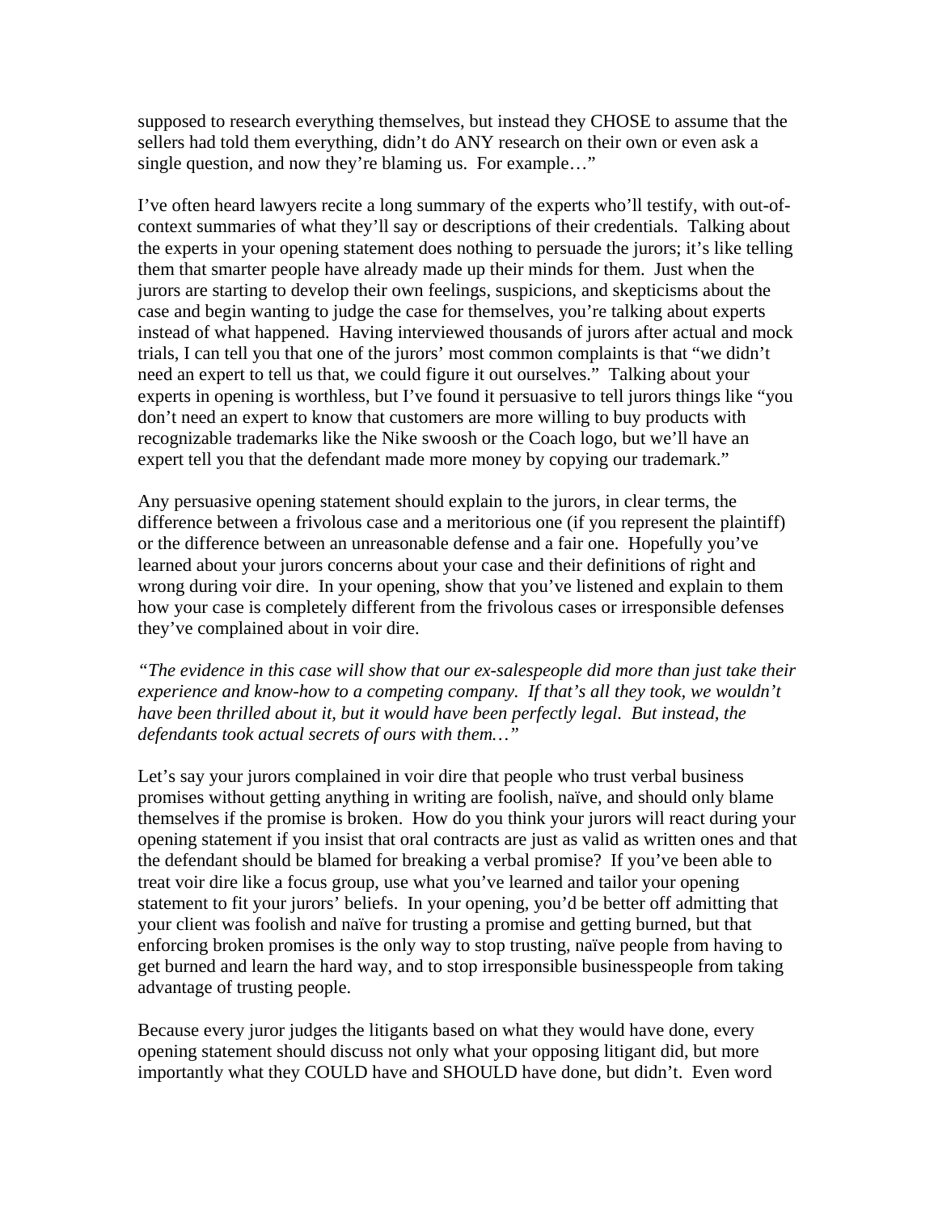supposed to research everything themselves, but instead they CHOSE to assume that the sellers had told them everything, didn't do ANY research on their own or even ask a single question, and now they're blaming us. For example…"

I've often heard lawyers recite a long summary of the experts who'll testify, with out-of-context summaries of what they'll say or descriptions of their credentials. Talking about the experts in your opening statement does nothing to persuade the jurors; it's like telling them that smarter people have already made up their minds for them. Just when the jurors are starting to develop their own feelings, suspicions, and skepticisms about the case and begin wanting to judge the case for themselves, you're talking about experts instead of what happened. Having interviewed thousands of jurors after actual and mock trials, I can tell you that one of the jurors' most common complaints is that "we didn't need an expert to tell us that, we could figure it out ourselves." Talking about your experts in opening is worthless, but I've found it persuasive to tell jurors things like "you don't need an expert to know that customers are more willing to buy products with recognizable trademarks like the Nike swoosh or the Coach logo, but we'll have an expert tell you that the defendant made more money by copying our trademark."

Any persuasive opening statement should explain to the jurors, in clear terms, the difference between a frivolous case and a meritorious one (if you represent the plaintiff) or the difference between an unreasonable defense and a fair one. Hopefully you've learned about your jurors concerns about your case and their definitions of right and wrong during voir dire. In your opening, show that you've listened and explain to them how your case is completely different from the frivolous cases or irresponsible defenses they've complained about in voir dire.

*"The evidence in this case will show that our ex-salespeople did more than just take their experience and know-how to a competing company. If that's all they took, we wouldn't have been thrilled about it, but it would have been perfectly legal. But instead, the defendants took actual secrets of ours with them…"*

Let's say your jurors complained in voir dire that people who trust verbal business promises without getting anything in writing are foolish, naïve, and should only blame themselves if the promise is broken. How do you think your jurors will react during your opening statement if you insist that oral contracts are just as valid as written ones and that the defendant should be blamed for breaking a verbal promise? If you've been able to treat voir dire like a focus group, use what you've learned and tailor your opening statement to fit your jurors' beliefs. In your opening, you'd be better off admitting that your client was foolish and naïve for trusting a promise and getting burned, but that enforcing broken promises is the only way to stop trusting, naïve people from having to get burned and learn the hard way, and to stop irresponsible businesspeople from taking advantage of trusting people.

Because every juror judges the litigants based on what they would have done, every opening statement should discuss not only what your opposing litigant did, but more importantly what they COULD have and SHOULD have done, but didn't. Even word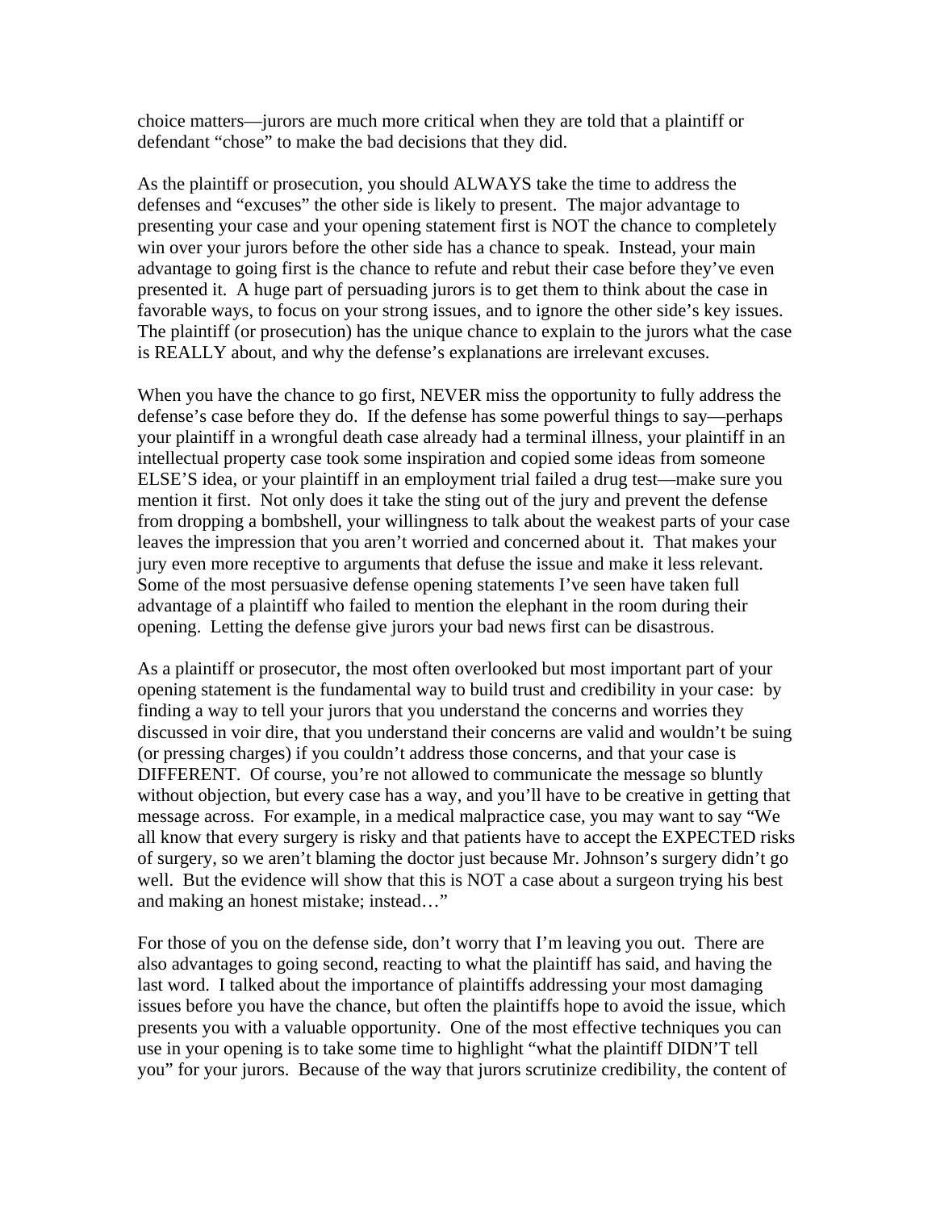choice matters—jurors are much more critical when they are told that a plaintiff or defendant "chose" to make the bad decisions that they did.

As the plaintiff or prosecution, you should ALWAYS take the time to address the defenses and "excuses" the other side is likely to present. The major advantage to presenting your case and your opening statement first is NOT the chance to completely win over your jurors before the other side has a chance to speak. Instead, your main advantage to going first is the chance to refute and rebut their case before they've even presented it. A huge part of persuading jurors is to get them to think about the case in favorable ways, to focus on your strong issues, and to ignore the other side's key issues. The plaintiff (or prosecution) has the unique chance to explain to the jurors what the case is REALLY about, and why the defense's explanations are irrelevant excuses.

When you have the chance to go first, NEVER miss the opportunity to fully address the defense's case before they do. If the defense has some powerful things to say—perhaps your plaintiff in a wrongful death case already had a terminal illness, your plaintiff in an intellectual property case took some inspiration and copied some ideas from someone ELSE'S idea, or your plaintiff in an employment trial failed a drug test—make sure you mention it first. Not only does it take the sting out of the jury and prevent the defense from dropping a bombshell, your willingness to talk about the weakest parts of your case leaves the impression that you aren't worried and concerned about it. That makes your jury even more receptive to arguments that defuse the issue and make it less relevant. Some of the most persuasive defense opening statements I've seen have taken full advantage of a plaintiff who failed to mention the elephant in the room during their opening. Letting the defense give jurors your bad news first can be disastrous.

As a plaintiff or prosecutor, the most often overlooked but most important part of your opening statement is the fundamental way to build trust and credibility in your case: by finding a way to tell your jurors that you understand the concerns and worries they discussed in voir dire, that you understand their concerns are valid and wouldn't be suing (or pressing charges) if you couldn't address those concerns, and that your case is DIFFERENT. Of course, you're not allowed to communicate the message so bluntly without objection, but every case has a way, and you'll have to be creative in getting that message across. For example, in a medical malpractice case, you may want to say "We all know that every surgery is risky and that patients have to accept the EXPECTED risks of surgery, so we aren't blaming the doctor just because Mr. Johnson's surgery didn't go well. But the evidence will show that this is NOT a case about a surgeon trying his best and making an honest mistake; instead…"

For those of you on the defense side, don't worry that I'm leaving you out. There are also advantages to going second, reacting to what the plaintiff has said, and having the last word. I talked about the importance of plaintiffs addressing your most damaging issues before you have the chance, but often the plaintiffs hope to avoid the issue, which presents you with a valuable opportunity. One of the most effective techniques you can use in your opening is to take some time to highlight "what the plaintiff DIDN'T tell you" for your jurors. Because of the way that jurors scrutinize credibility, the content of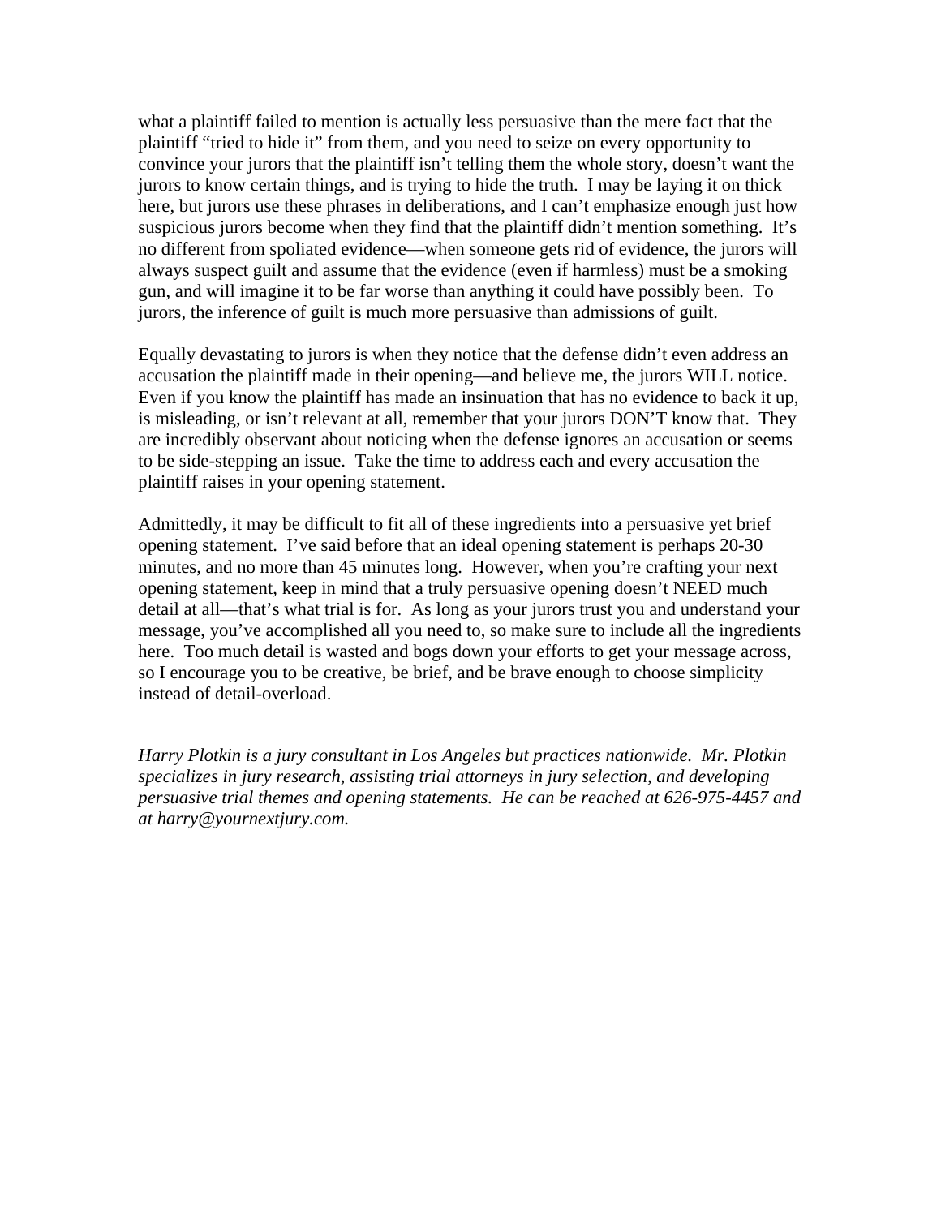what a plaintiff failed to mention is actually less persuasive than the mere fact that the plaintiff "tried to hide it" from them, and you need to seize on every opportunity to convince your jurors that the plaintiff isn't telling them the whole story, doesn't want the jurors to know certain things, and is trying to hide the truth. I may be laying it on thick here, but jurors use these phrases in deliberations, and I can't emphasize enough just how suspicious jurors become when they find that the plaintiff didn't mention something. It's no different from spoliated evidence—when someone gets rid of evidence, the jurors will always suspect guilt and assume that the evidence (even if harmless) must be a smoking gun, and will imagine it to be far worse than anything it could have possibly been. To jurors, the inference of guilt is much more persuasive than admissions of guilt.

Equally devastating to jurors is when they notice that the defense didn't even address an accusation the plaintiff made in their opening—and believe me, the jurors WILL notice. Even if you know the plaintiff has made an insinuation that has no evidence to back it up, is misleading, or isn't relevant at all, remember that your jurors DON'T know that. They are incredibly observant about noticing when the defense ignores an accusation or seems to be side-stepping an issue. Take the time to address each and every accusation the plaintiff raises in your opening statement.

Admittedly, it may be difficult to fit all of these ingredients into a persuasive yet brief opening statement. I've said before that an ideal opening statement is perhaps 20-30 minutes, and no more than 45 minutes long. However, when you're crafting your next opening statement, keep in mind that a truly persuasive opening doesn't NEED much detail at all—that's what trial is for. As long as your jurors trust you and understand your message, you've accomplished all you need to, so make sure to include all the ingredients here. Too much detail is wasted and bogs down your efforts to get your message across, so I encourage you to be creative, be brief, and be brave enough to choose simplicity instead of detail-overload.

*Harry Plotkin is a jury consultant in Los Angeles but practices nationwide. Mr. Plotkin specializes in jury research, assisting trial attorneys in jury selection, and developing persuasive trial themes and opening statements. He can be reached at 626-975-4457 and at harry@yournextjury.com.*